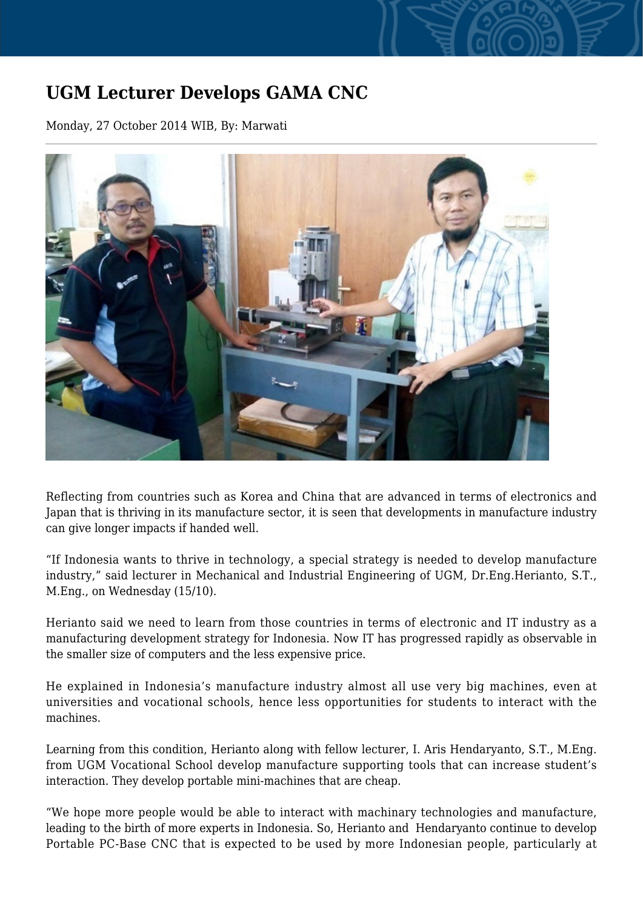# UGM Lecturer Develops GAMA CNC

Monday, 27 October 2014 WIB, By: Marwati

---

Reflecting from countries such as Korea and China that are advanced in terms of electronics and Japan that is thriving in its manufacture sector, it is seen that developments in manufacture industry can give longer impacts if handed well.

“If Indonesia wants to thrive in technology, a special strategy is needed to develop manufacture industry,” said lecturer in Mechanical and Industrial Engineering of UGM, Dr.Eng.Herianto, S.T., M.Eng., on Wednesday (15/10).

Herianto said we need to learn from those countries in terms of electronic and IT industry as a manufacturing development strategy for Indonesia. Now IT has progressed rapidly as observable in the smaller size of computers and the less expensive price.

He explained in Indonesia’s manufacture industry almost all use very big machines, even at universities and vocational schools, hence less opportunities for students to interact with the machines.

Learning from this condition, Herianto along with fellow lecturer, I. Aris Hendaryanto, S.T., M.Eng. from UGM Vocational School develop manufacture supporting tools that can increase student’s interaction. They develop portable mini-machines that are cheap.

“We hope more people would be able to interact with machinary technologies and manufacture, leading to the birth of more experts in Indonesia. So, Herianto and Hendaryanto continue to develop Portable PC-Base CNC that is expected to be used by more Indonesian people, particularly at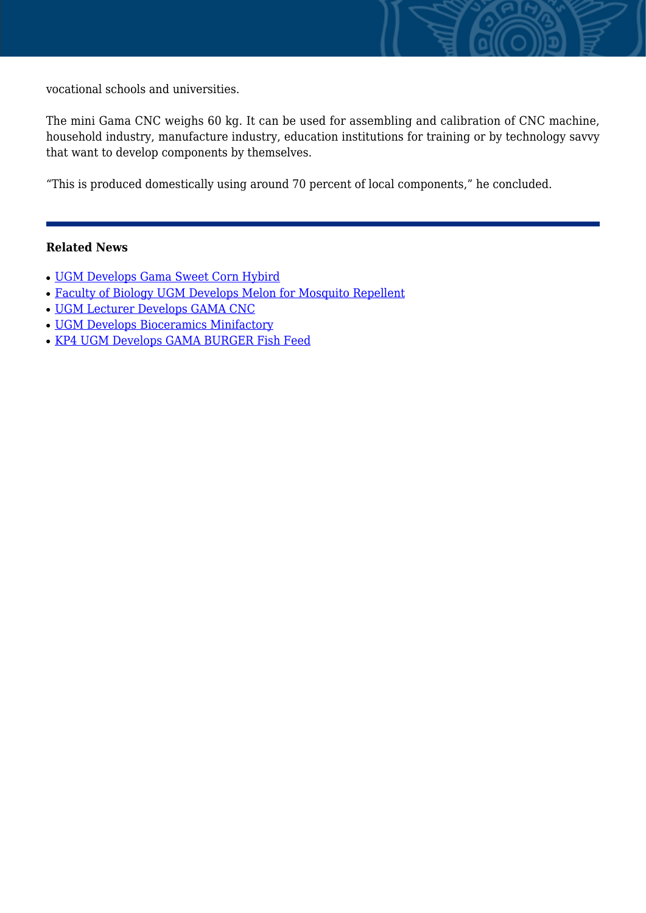vocational schools and universities.

The mini Gama CNC weighs 60 kg. It can be used for assembling and calibration of CNC machine, household industry, manufacture industry, education institutions for training or by technology savvy that want to develop components by themselves.

“This is produced domestically using around 70 percent of local components,” he concluded.

---

**Related News**

- UGM Develops Gama Sweet Corn Hybird
- Faculty of Biology UGM Develops Melon for Mosquito Repellent
- UGM Lecturer Develops GAMA CNC
- UGM Develops Bioceramics Minifactory
- KP4 UGM Develops GAMA BURGER Fish Feed